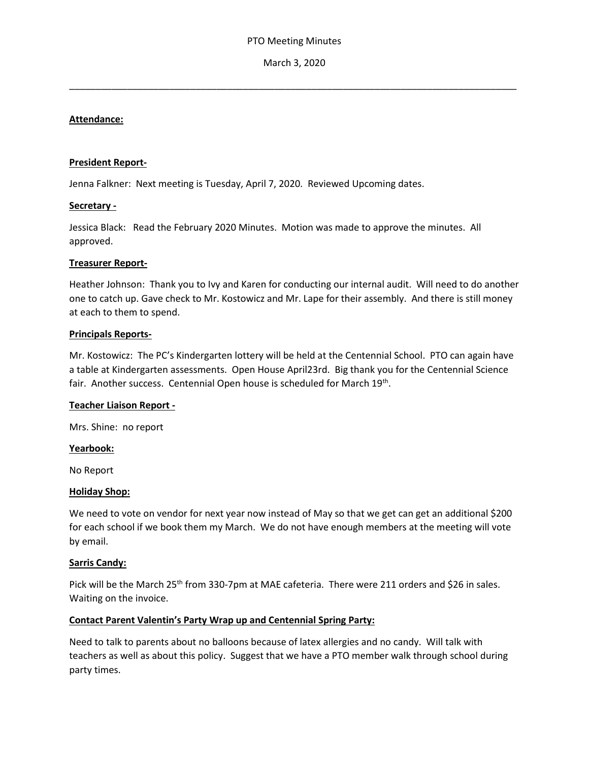PTO Meeting Minutes

March 3, 2020

---

**Attendance:**

**President Report-**

Jenna Falkner: Next meeting is Tuesday, April 7, 2020. Reviewed Upcoming dates.

**Secretary -**

Jessica Black: Read the February 2020 Minutes. Motion was made to approve the minutes. All approved.

**Treasurer Report-**

Heather Johnson: Thank you to Ivy and Karen for conducting our internal audit. Will need to do another one to catch up. Gave check to Mr. Kostowicz and Mr. Lape for their assembly. And there is still money at each to them to spend.

**Principals Reports-**

Mr. Kostowicz: The PC's Kindergarten lottery will be held at the Centennial School. PTO can again have a table at Kindergarten assessments. Open House April23rd. Big thank you for the Centennial Science fair. Another success. Centennial Open house is scheduled for March 19th.

**Teacher Liaison Report -**

Mrs. Shine: no report

**Yearbook:**

No Report

**Holiday Shop:**

We need to vote on vendor for next year now instead of May so that we get can get an additional $200 for each school if we book them my March. We do not have enough members at the meeting will vote by email.

**Sarris Candy:**

Pick will be the March 25th from 330-7pm at MAE cafeteria. There were 211 orders and $26 in sales. Waiting on the invoice.

**Contact Parent Valentin's Party Wrap up and Centennial Spring Party:**

Need to talk to parents about no balloons because of latex allergies and no candy. Will talk with teachers as well as about this policy. Suggest that we have a PTO member walk through school during party times.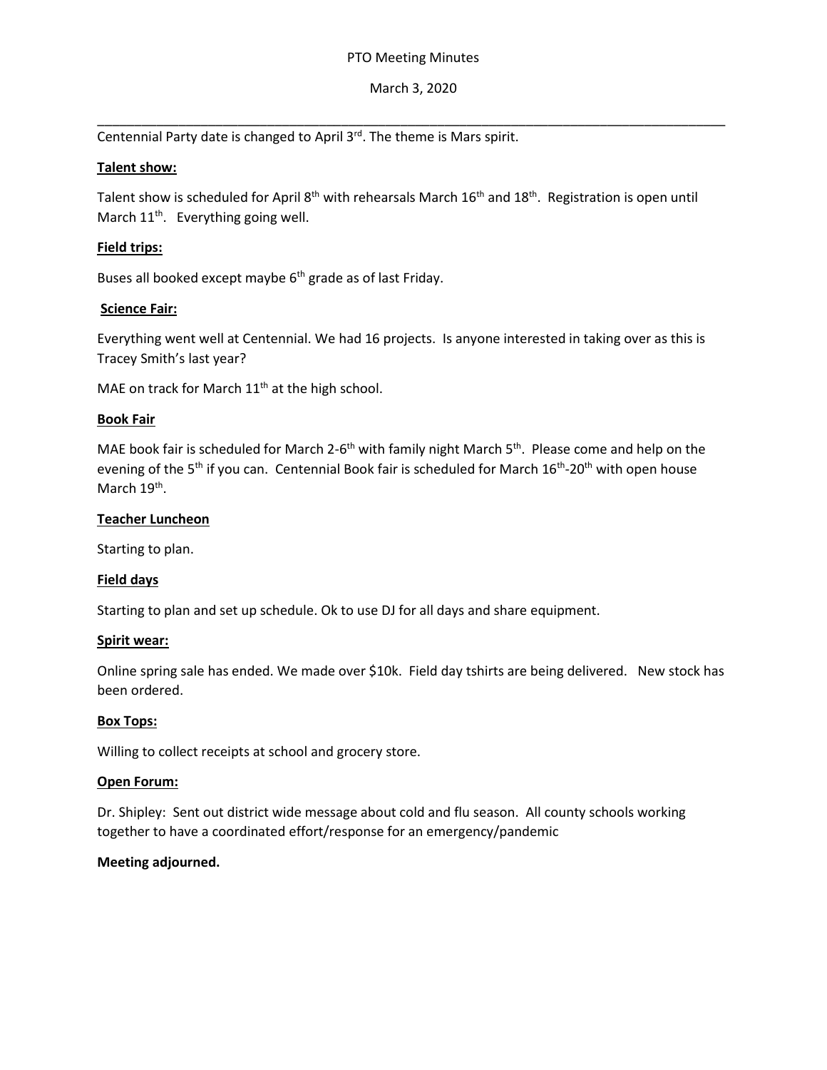PTO Meeting Minutes

March 3, 2020

---

Centennial Party date is changed to April 3rd. The theme is Mars spirit.

**Talent show:**

Talent show is scheduled for April 8th with rehearsals March 16th and 18th. Registration is open until March 11th. Everything going well.

**Field trips:**

Buses all booked except maybe 6th grade as of last Friday.

**Science Fair:**

Everything went well at Centennial. We had 16 projects. Is anyone interested in taking over as this is Tracey Smith's last year?

MAE on track for March 11th at the high school.

**Book Fair**

MAE book fair is scheduled for March 2-6th with family night March 5th. Please come and help on the evening of the 5th if you can. Centennial Book fair is scheduled for March 16th-20th with open house March 19th.

**Teacher Luncheon**

Starting to plan.

**Field days**

Starting to plan and set up schedule. Ok to use DJ for all days and share equipment.

**Spirit wear:**

Online spring sale has ended. We made over $10k. Field day tshirts are being delivered. New stock has been ordered.

**Box Tops:**

Willing to collect receipts at school and grocery store.

**Open Forum:**

Dr. Shipley: Sent out district wide message about cold and flu season. All county schools working together to have a coordinated effort/response for an emergency/pandemic

**Meeting adjourned.**